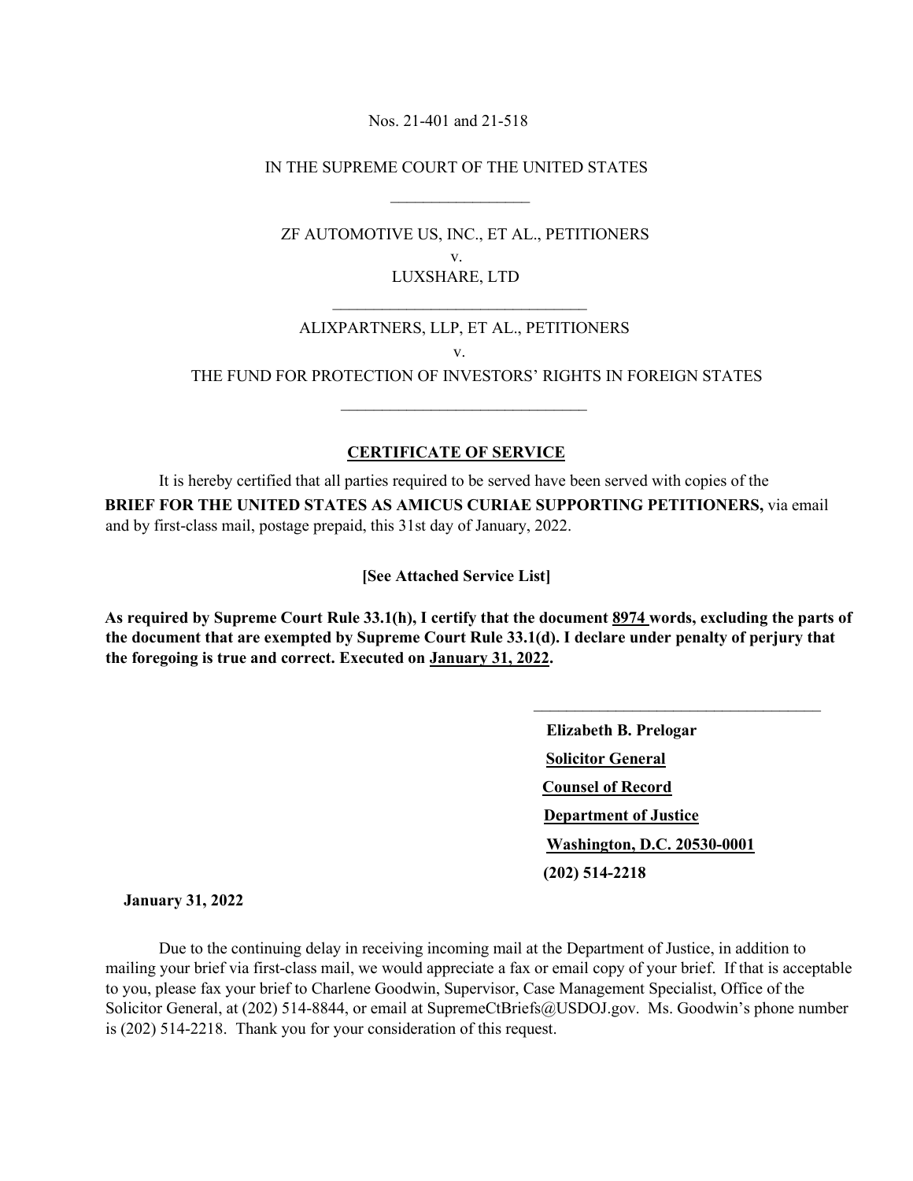Nos. 21-401 and 21-518

IN THE SUPREME COURT OF THE UNITED STATES

\_\_\_\_\_\_\_\_\_\_\_\_\_\_\_\_

ZF AUTOMOTIVE US, INC., ET AL., PETITIONERS

v.

LUXSHARE, LTD

\_\_\_\_\_\_\_\_\_\_\_\_\_\_\_\_

ALIXPARTNERS, LLP, ET AL., PETITIONERS

v.

THE FUND FOR PROTECTION OF INVESTORS' RIGHTS IN FOREIGN STATES

\_\_\_\_\_\_\_\_\_\_\_\_\_\_\_\_

**CERTIFICATE OF SERVICE**

It is hereby certified that all parties required to be served have been served with copies of the **BRIEF FOR THE UNITED STATES AS AMICUS CURIAE SUPPORTING PETITIONERS,** via email and by first-class mail, postage prepaid, this 31st day of January, 2022.

**[See Attached Service List]**

**As required by Supreme Court Rule 33.1(h), I certify that the document 8974 words, excluding the parts of the document that are exempted by Supreme Court Rule 33.1(d). I declare under penalty of perjury that the foregoing is true and correct. Executed on January 31, 2022.**

\_\_\_\_\_\_\_\_\_\_\_\_\_\_\_\_\_\_\_\_\_\_\_\_\_\_\_\_\_\_

**Elizabeth B. Prelogar**
**Solicitor General**
**Counsel of Record**
**Department of Justice**
**Washington, D.C. 20530-0001**
**(202) 514-2218**

**January 31, 2022**

Due to the continuing delay in receiving incoming mail at the Department of Justice, in addition to mailing your brief via first-class mail, we would appreciate a fax or email copy of your brief. If that is acceptable to you, please fax your brief to Charlene Goodwin, Supervisor, Case Management Specialist, Office of the Solicitor General, at (202) 514-8844, or email at SupremeCtBriefs@USDOJ.gov. Ms. Goodwin's phone number is (202) 514-2218. Thank you for your consideration of this request.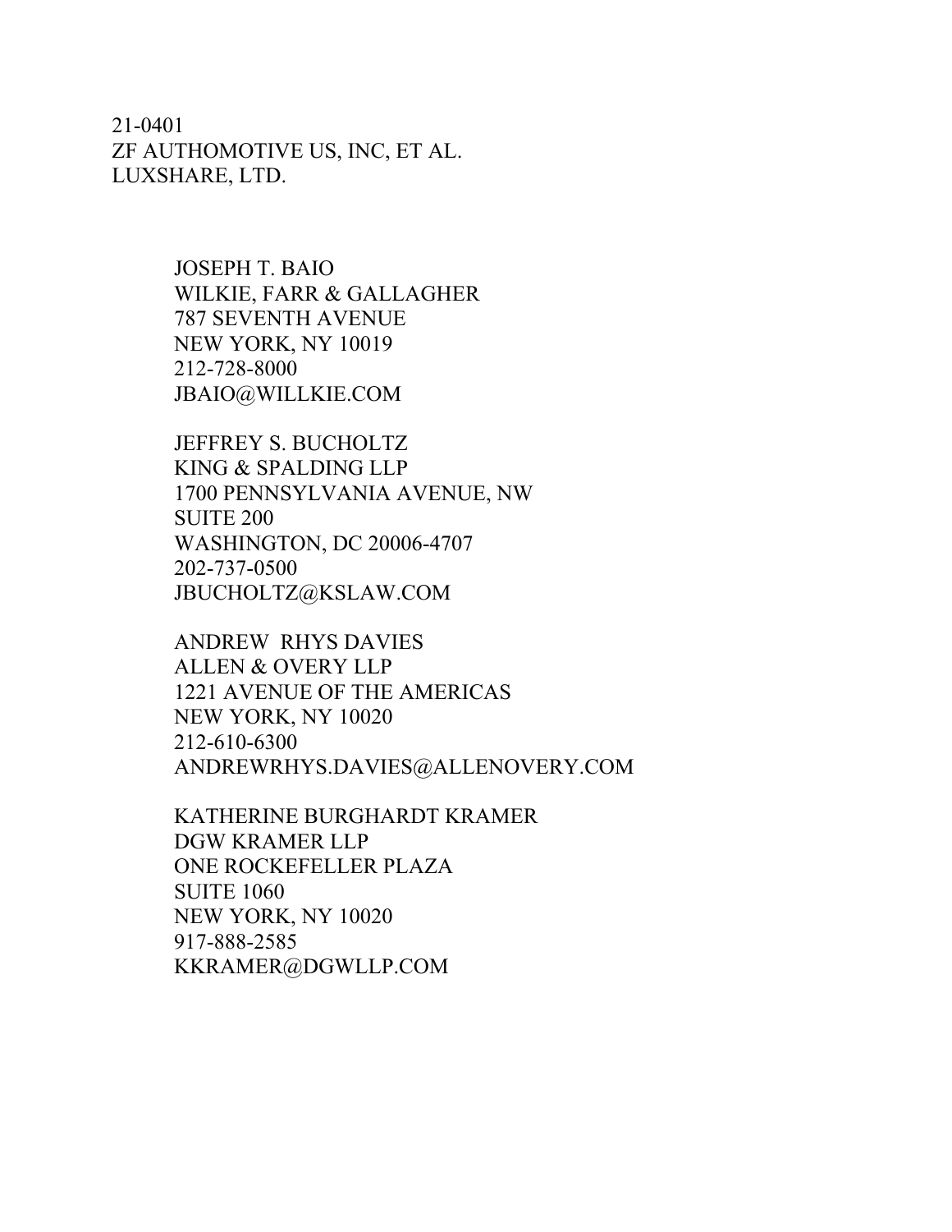21-0401
ZF AUTHOMOTIVE US, INC, ET AL.
LUXSHARE, LTD.

JOSEPH T. BAIO
WILKIE, FARR & GALLAGHER
787 SEVENTH AVENUE
NEW YORK, NY 10019
212-728-8000
JBAIO@WILLKIE.COM

JEFFREY S. BUCHOLTZ
KING & SPALDING LLP
1700 PENNSYLVANIA AVENUE, NW
SUITE 200
WASHINGTON, DC 20006-4707
202-737-0500
JBUCHOLTZ@KSLAW.COM

ANDREW RHYS DAVIES
ALLEN & OVERY LLP
1221 AVENUE OF THE AMERICAS
NEW YORK, NY 10020
212-610-6300
ANDREWRHYS.DAVIES@ALLENOVERY.COM

KATHERINE BURGHARDT KRAMER
DGW KRAMER LLP
ONE ROCKEFELLER PLAZA
SUITE 1060
NEW YORK, NY 10020
917-888-2585
KKRAMER@DGWLLP.COM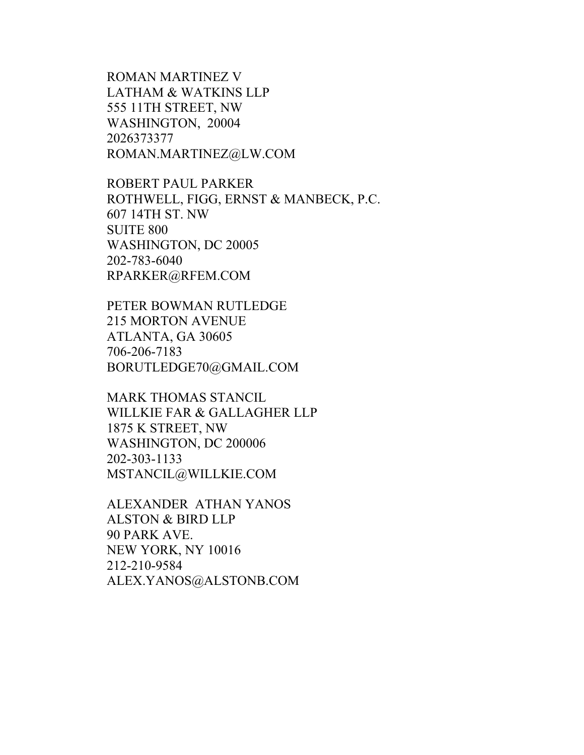ROMAN MARTINEZ V
LATHAM & WATKINS LLP
555 11TH STREET, NW
WASHINGTON, 20004
2026373377
ROMAN.MARTINEZ@LW.COM

ROBERT PAUL PARKER
ROTHWELL, FIGG, ERNST & MANBECK, P.C.
607 14TH ST. NW
SUITE 800
WASHINGTON, DC 20005
202-783-6040
RPARKER@RFEM.COM

PETER BOWMAN RUTLEDGE
215 MORTON AVENUE
ATLANTA, GA 30605
706-206-7183
BORUTLEDGE70@GMAIL.COM

MARK THOMAS STANCIL
WILLKIE FAR & GALLAGHER LLP
1875 K STREET, NW
WASHINGTON, DC 200006
202-303-1133
MSTANCIL@WILLKIE.COM

ALEXANDER ATHAN YANOS
ALSTON & BIRD LLP
90 PARK AVE.
NEW YORK, NY 10016
212-210-9584
ALEX.YANOS@ALSTONB.COM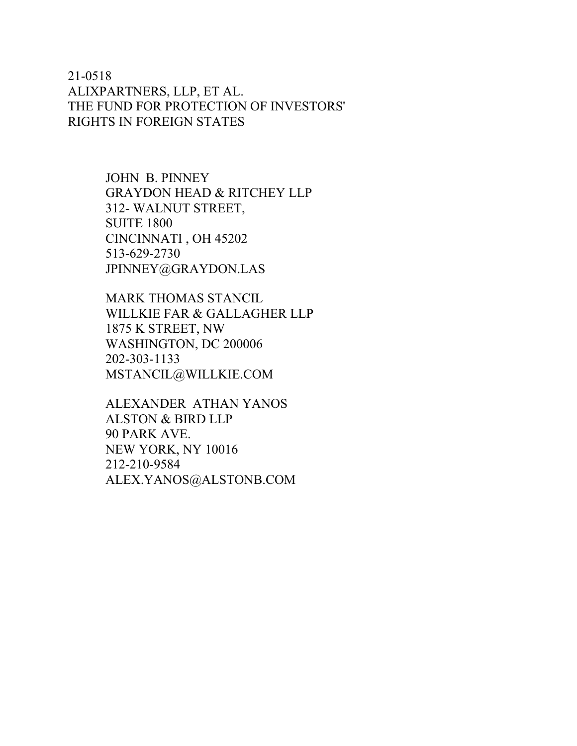21-0518
ALIXPARTNERS, LLP, ET AL.
THE FUND FOR PROTECTION OF INVESTORS'
RIGHTS IN FOREIGN STATES

JOHN B. PINNEY
GRAYDON HEAD & RITCHEY LLP
312- WALNUT STREET,
SUITE 1800
CINCINNATI , OH 45202
513-629-2730
JPINNEY@GRAYDON.LAS

MARK THOMAS STANCIL
WILLKIE FAR & GALLAGHER LLP
1875 K STREET, NW
WASHINGTON, DC 200006
202-303-1133
MSTANCIL@WILLKIE.COM

ALEXANDER ATHAN YANOS
ALSTON & BIRD LLP
90 PARK AVE.
NEW YORK, NY 10016
212-210-9584
ALEX.YANOS@ALSTONB.COM